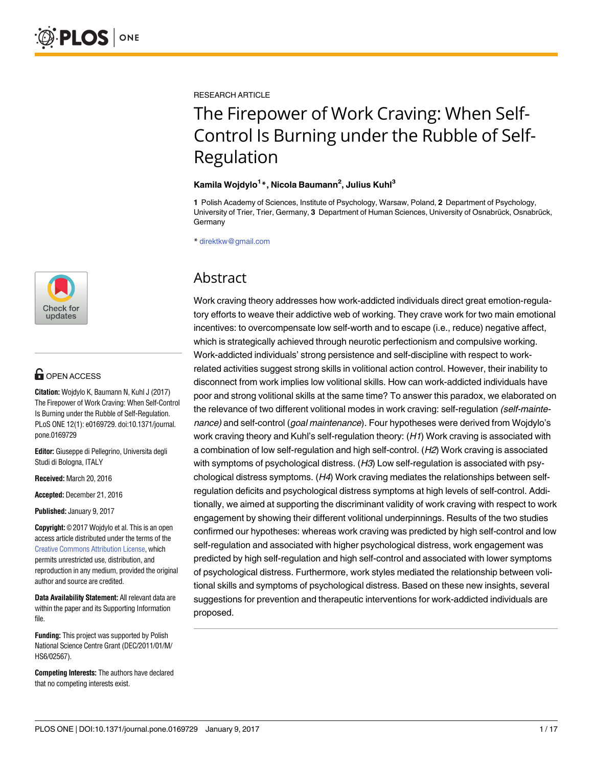RESEARCH ARTICLE

# The Firepower of Work Craving: When Self-Control Is Burning under the Rubble of Self-Regulation

**Kamila Wojdylo[1]\*, Nicola Baumann[2], Julius Kuhl[3]**

**1** Polish Academy of Sciences, Institute of Psychology, Warsaw, Poland, **2** Department of Psychology, University of Trier, Trier, Germany, **3** Department of Human Sciences, University of Osnabrück, Osnabrück, Germany

\* direktkw@gmail.com

## Abstract

Work craving theory addresses how work-addicted individuals direct great emotion-regulatory efforts to weave their addictive web of working. They crave work for two main emotional incentives: to overcompensate low self-worth and to escape (i.e., reduce) negative affect, which is strategically achieved through neurotic perfectionism and compulsive working. Work-addicted individuals' strong persistence and self-discipline with respect to work-related activities suggest strong skills in volitional action control. However, their inability to disconnect from work implies low volitional skills. How can work-addicted individuals have poor and strong volitional skills at the same time? To answer this paradox, we elaborated on the relevance of two different volitional modes in work craving: self-regulation *(self-maintenance)* and self-control (*goal maintenance*). Four hypotheses were derived from Wojdylo's work craving theory and Kuhl's self-regulation theory: (*H1*) Work craving is associated with a combination of low self-regulation and high self-control. (*H2*) Work craving is associated with symptoms of psychological distress. (*H3*) Low self-regulation is associated with psychological distress symptoms. (*H4*) Work craving mediates the relationships between self-regulation deficits and psychological distress symptoms at high levels of self-control. Additionally, we aimed at supporting the discriminant validity of work craving with respect to work engagement by showing their different volitional underpinnings. Results of the two studies confirmed our hypotheses: whereas work craving was predicted by high self-control and low self-regulation and associated with higher psychological distress, work engagement was predicted by high self-regulation and high self-control and associated with lower symptoms of psychological distress. Furthermore, work styles mediated the relationship between volitional skills and symptoms of psychological distress. Based on these new insights, several suggestions for prevention and therapeutic interventions for work-addicted individuals are proposed.

OPEN ACCESS

**Citation:** Wojdylo K, Baumann N, Kuhl J (2017) The Firepower of Work Craving: When Self-Control Is Burning under the Rubble of Self-Regulation. PLoS ONE 12(1): e0169729. doi:10.1371/journal.pone.0169729

**Editor:** Giuseppe di Pellegrino, Universita degli Studi di Bologna, ITALY

**Received:** March 20, 2016

**Accepted:** December 21, 2016

**Published:** January 9, 2017

**Copyright:** © 2017 Wojdylo et al. This is an open access article distributed under the terms of the Creative Commons Attribution License, which permits unrestricted use, distribution, and reproduction in any medium, provided the original author and source are credited.

**Data Availability Statement:** All relevant data are within the paper and its Supporting Information file.

**Funding:** This project was supported by Polish National Science Centre Grant (DEC/2011/01/M/HS6/02567).

**Competing Interests:** The authors have declared that no competing interests exist.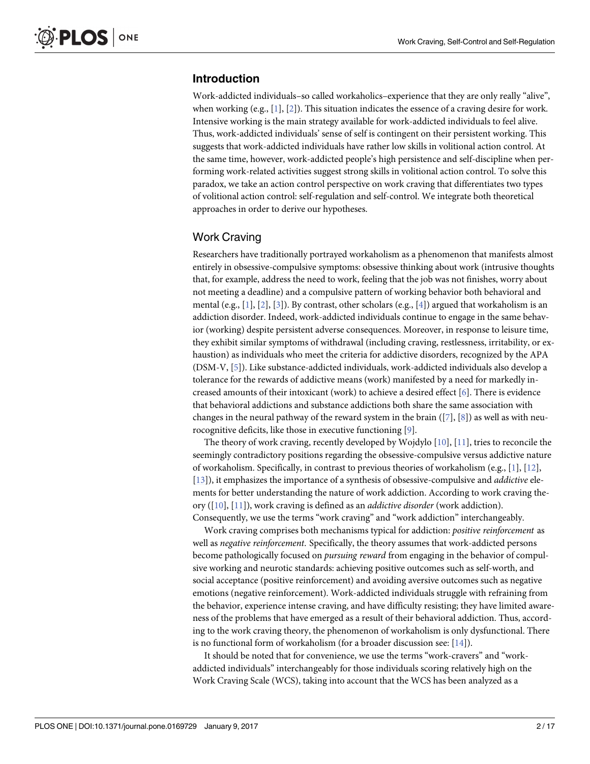## Introduction

Work-addicted individuals–so called workaholics–experience that they are only really "alive", when working (e.g., [1], [2]). This situation indicates the essence of a craving desire for work. Intensive working is the main strategy available for work-addicted individuals to feel alive. Thus, work-addicted individuals' sense of self is contingent on their persistent working. This suggests that work-addicted individuals have rather low skills in volitional action control. At the same time, however, work-addicted people's high persistence and self-discipline when performing work-related activities suggest strong skills in volitional action control. To solve this paradox, we take an action control perspective on work craving that differentiates two types of volitional action control: self-regulation and self-control. We integrate both theoretical approaches in order to derive our hypotheses.

### Work Craving

Researchers have traditionally portrayed workaholism as a phenomenon that manifests almost entirely in obsessive-compulsive symptoms: obsessive thinking about work (intrusive thoughts that, for example, address the need to work, feeling that the job was not finishes, worry about not meeting a deadline) and a compulsive pattern of working behavior both behavioral and mental (e.g., [1], [2], [3]). By contrast, other scholars (e.g., [4]) argued that workaholism is an addiction disorder. Indeed, work-addicted individuals continue to engage in the same behavior (working) despite persistent adverse consequences. Moreover, in response to leisure time, they exhibit similar symptoms of withdrawal (including craving, restlessness, irritability, or exhaustion) as individuals who meet the criteria for addictive disorders, recognized by the APA (DSM-V, [5]). Like substance-addicted individuals, work-addicted individuals also develop a tolerance for the rewards of addictive means (work) manifested by a need for markedly increased amounts of their intoxicant (work) to achieve a desired effect [6]. There is evidence that behavioral addictions and substance addictions both share the same association with changes in the neural pathway of the reward system in the brain ([7], [8]) as well as with neurocognitive deficits, like those in executive functioning [9].

The theory of work craving, recently developed by Wojdylo [10], [11], tries to reconcile the seemingly contradictory positions regarding the obsessive-compulsive versus addictive nature of workaholism. Specifically, in contrast to previous theories of workaholism (e.g., [1], [12], [13]), it emphasizes the importance of a synthesis of obsessive-compulsive and *addictive* elements for better understanding the nature of work addiction. According to work craving theory ([10], [11]), work craving is defined as an *addictive disorder* (work addiction). Consequently, we use the terms "work craving" and "work addiction" interchangeably.

Work craving comprises both mechanisms typical for addiction: *positive reinforcement* as well as *negative reinforcement*. Specifically, the theory assumes that work-addicted persons become pathologically focused on *pursuing reward* from engaging in the behavior of compulsive working and neurotic standards: achieving positive outcomes such as self-worth, and social acceptance (positive reinforcement) and avoiding aversive outcomes such as negative emotions (negative reinforcement). Work-addicted individuals struggle with refraining from the behavior, experience intense craving, and have difficulty resisting; they have limited awareness of the problems that have emerged as a result of their behavioral addiction. Thus, according to the work craving theory, the phenomenon of workaholism is only dysfunctional. There is no functional form of workaholism (for a broader discussion see: [14]).

It should be noted that for convenience, we use the terms "work-cravers" and "work-addicted individuals" interchangeably for those individuals scoring relatively high on the Work Craving Scale (WCS), taking into account that the WCS has been analyzed as a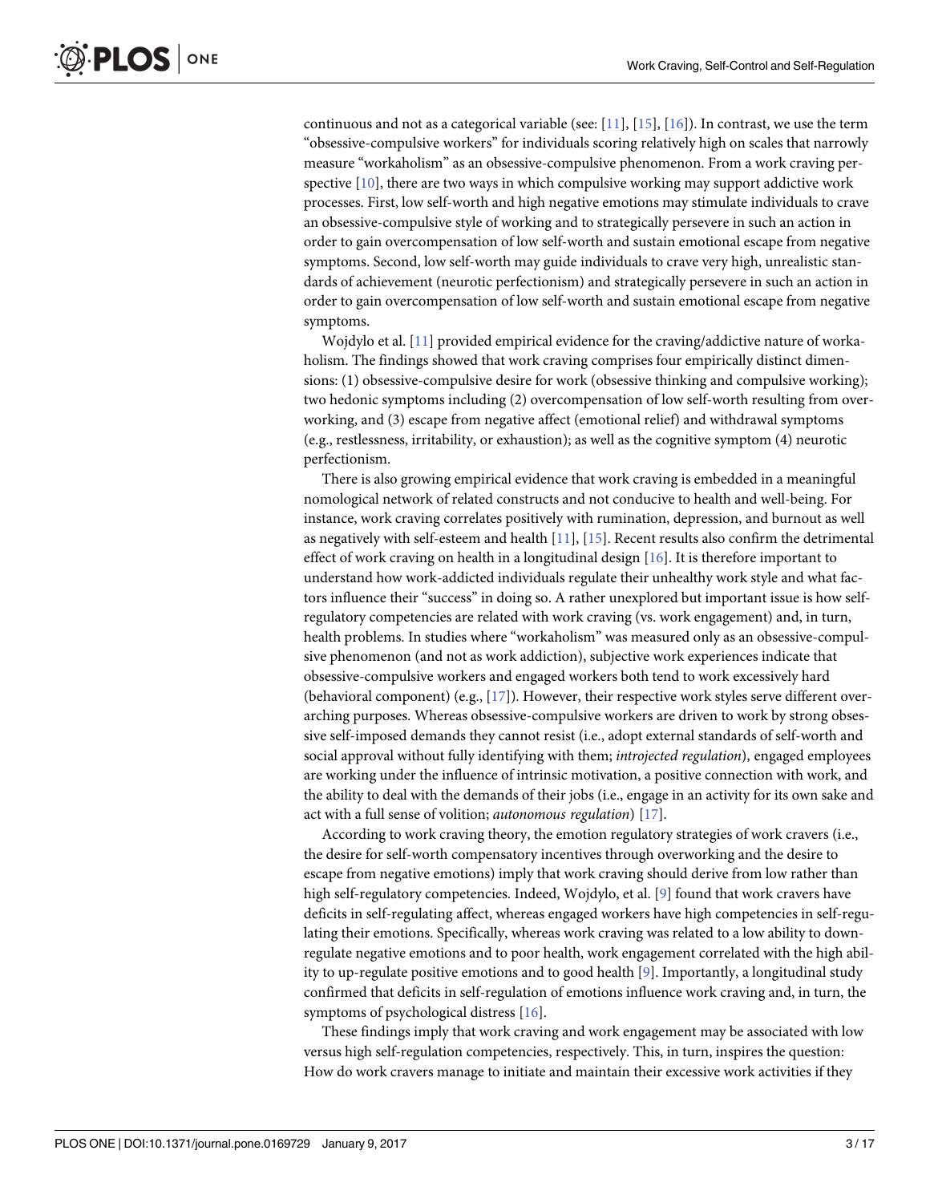continuous and not as a categorical variable (see: [11], [15], [16]). In contrast, we use the term "obsessive-compulsive workers" for individuals scoring relatively high on scales that narrowly measure "workaholism" as an obsessive-compulsive phenomenon. From a work craving perspective [10], there are two ways in which compulsive working may support addictive work processes. First, low self-worth and high negative emotions may stimulate individuals to crave an obsessive-compulsive style of working and to strategically persevere in such an action in order to gain overcompensation of low self-worth and sustain emotional escape from negative symptoms. Second, low self-worth may guide individuals to crave very high, unrealistic standards of achievement (neurotic perfectionism) and strategically persevere in such an action in order to gain overcompensation of low self-worth and sustain emotional escape from negative symptoms.

Wojdylo et al. [11] provided empirical evidence for the craving/addictive nature of workaholism. The findings showed that work craving comprises four empirically distinct dimensions: (1) obsessive-compulsive desire for work (obsessive thinking and compulsive working); two hedonic symptoms including (2) overcompensation of low self-worth resulting from overworking, and (3) escape from negative affect (emotional relief) and withdrawal symptoms (e.g., restlessness, irritability, or exhaustion); as well as the cognitive symptom (4) neurotic perfectionism.

There is also growing empirical evidence that work craving is embedded in a meaningful nomological network of related constructs and not conducive to health and well-being. For instance, work craving correlates positively with rumination, depression, and burnout as well as negatively with self-esteem and health [11], [15]. Recent results also confirm the detrimental effect of work craving on health in a longitudinal design [16]. It is therefore important to understand how work-addicted individuals regulate their unhealthy work style and what factors influence their "success" in doing so. A rather unexplored but important issue is how self-regulatory competencies are related with work craving (vs. work engagement) and, in turn, health problems. In studies where "workaholism" was measured only as an obsessive-compulsive phenomenon (and not as work addiction), subjective work experiences indicate that obsessive-compulsive workers and engaged workers both tend to work excessively hard (behavioral component) (e.g., [17]). However, their respective work styles serve different overarching purposes. Whereas obsessive-compulsive workers are driven to work by strong obsessive self-imposed demands they cannot resist (i.e., adopt external standards of self-worth and social approval without fully identifying with them; *introjected regulation*), engaged employees are working under the influence of intrinsic motivation, a positive connection with work, and the ability to deal with the demands of their jobs (i.e., engage in an activity for its own sake and act with a full sense of volition; *autonomous regulation*) [17].

According to work craving theory, the emotion regulatory strategies of work cravers (i.e., the desire for self-worth compensatory incentives through overworking and the desire to escape from negative emotions) imply that work craving should derive from low rather than high self-regulatory competencies. Indeed, Wojdylo, et al. [9] found that work cravers have deficits in self-regulating affect, whereas engaged workers have high competencies in self-regulating their emotions. Specifically, whereas work craving was related to a low ability to down-regulate negative emotions and to poor health, work engagement correlated with the high ability to up-regulate positive emotions and to good health [9]. Importantly, a longitudinal study confirmed that deficits in self-regulation of emotions influence work craving and, in turn, the symptoms of psychological distress [16].

These findings imply that work craving and work engagement may be associated with low versus high self-regulation competencies, respectively. This, in turn, inspires the question: How do work cravers manage to initiate and maintain their excessive work activities if they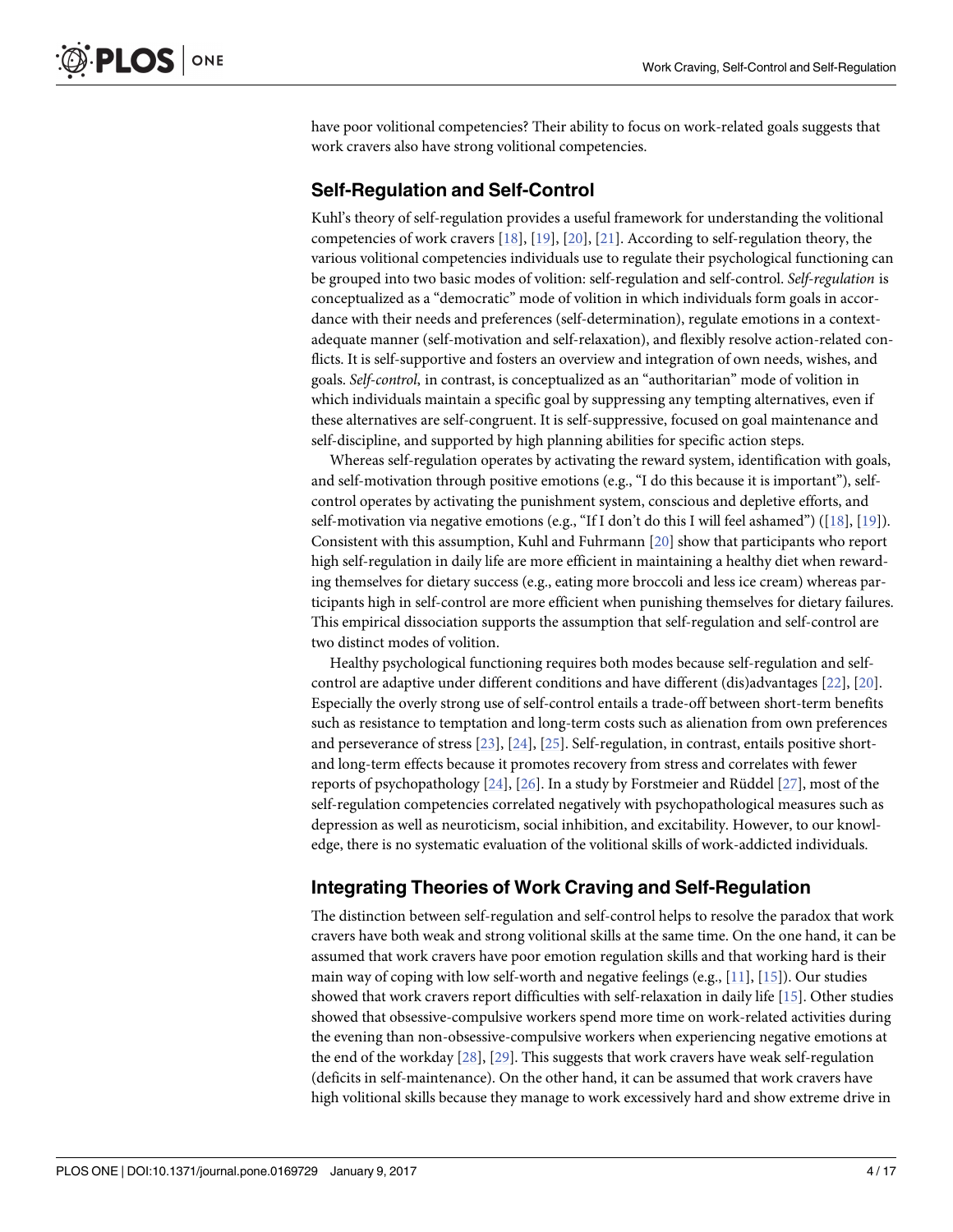have poor volitional competencies? Their ability to focus on work-related goals suggests that work cravers also have strong volitional competencies.

## Self-Regulation and Self-Control

Kuhl's theory of self-regulation provides a useful framework for understanding the volitional competencies of work cravers [18], [19], [20], [21]. According to self-regulation theory, the various volitional competencies individuals use to regulate their psychological functioning can be grouped into two basic modes of volition: self-regulation and self-control. *Self-regulation* is conceptualized as a "democratic" mode of volition in which individuals form goals in accordance with their needs and preferences (self-determination), regulate emotions in a context-adequate manner (self-motivation and self-relaxation), and flexibly resolve action-related conflicts. It is self-supportive and fosters an overview and integration of own needs, wishes, and goals. *Self-control*, in contrast, is conceptualized as an "authoritarian" mode of volition in which individuals maintain a specific goal by suppressing any tempting alternatives, even if these alternatives are self-congruent. It is self-suppressive, focused on goal maintenance and self-discipline, and supported by high planning abilities for specific action steps.

Whereas self-regulation operates by activating the reward system, identification with goals, and self-motivation through positive emotions (e.g., "I do this because it is important"), self-control operates by activating the punishment system, conscious and depletive efforts, and self-motivation via negative emotions (e.g., "If I don't do this I will feel ashamed") ([18], [19]). Consistent with this assumption, Kuhl and Fuhrmann [20] show that participants who report high self-regulation in daily life are more efficient in maintaining a healthy diet when rewarding themselves for dietary success (e.g., eating more broccoli and less ice cream) whereas participants high in self-control are more efficient when punishing themselves for dietary failures. This empirical dissociation supports the assumption that self-regulation and self-control are two distinct modes of volition.

Healthy psychological functioning requires both modes because self-regulation and self-control are adaptive under different conditions and have different (dis)advantages [22], [20]. Especially the overly strong use of self-control entails a trade-off between short-term benefits such as resistance to temptation and long-term costs such as alienation from own preferences and perseverance of stress [23], [24], [25]. Self-regulation, in contrast, entails positive short- and long-term effects because it promotes recovery from stress and correlates with fewer reports of psychopathology [24], [26]. In a study by Forstmeier and Rüddel [27], most of the self-regulation competencies correlated negatively with psychopathological measures such as depression as well as neuroticism, social inhibition, and excitability. However, to our knowledge, there is no systematic evaluation of the volitional skills of work-addicted individuals.

## Integrating Theories of Work Craving and Self-Regulation

The distinction between self-regulation and self-control helps to resolve the paradox that work cravers have both weak and strong volitional skills at the same time. On the one hand, it can be assumed that work cravers have poor emotion regulation skills and that working hard is their main way of coping with low self-worth and negative feelings (e.g., [11], [15]). Our studies showed that work cravers report difficulties with self-relaxation in daily life [15]. Other studies showed that obsessive-compulsive workers spend more time on work-related activities during the evening than non-obsessive-compulsive workers when experiencing negative emotions at the end of the workday [28], [29]. This suggests that work cravers have weak self-regulation (deficits in self-maintenance). On the other hand, it can be assumed that work cravers have high volitional skills because they manage to work excessively hard and show extreme drive in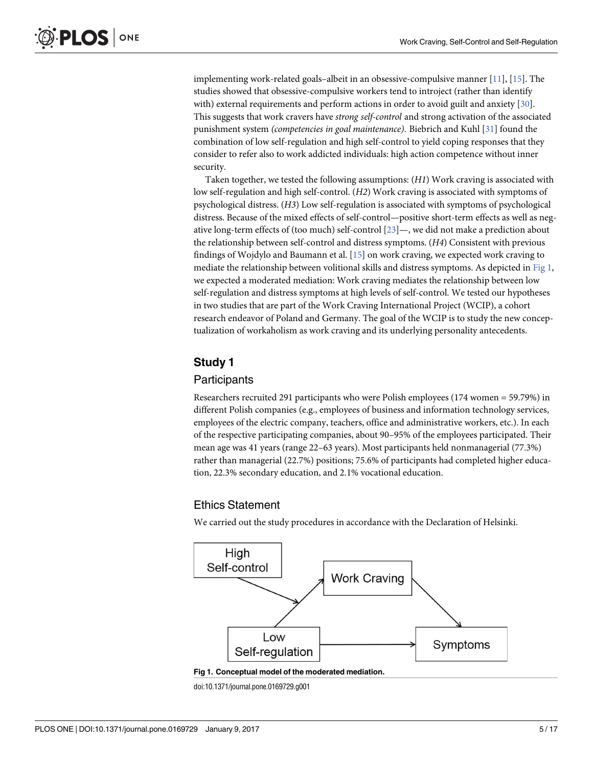implementing work-related goals–albeit in an obsessive-compulsive manner [11], [15]. The studies showed that obsessive-compulsive workers tend to introject (rather than identify with) external requirements and perform actions in order to avoid guilt and anxiety [30]. This suggests that work cravers have *strong self-control* and strong activation of the associated punishment system *(competencies in goal maintenance)*. Biebrich and Kuhl [31] found the combination of low self-regulation and high self-control to yield coping responses that they consider to refer also to work addicted individuals: high action competence without inner security.

Taken together, we tested the following assumptions: (*H1*) Work craving is associated with low self-regulation and high self-control. (*H2*) Work craving is associated with symptoms of psychological distress. (*H3*) Low self-regulation is associated with symptoms of psychological distress. Because of the mixed effects of self-control—positive short-term effects as well as negative long-term effects of (too much) self-control [23]—, we did not make a prediction about the relationship between self-control and distress symptoms. (*H4*) Consistent with previous findings of Wojdylo and Baumann et al. [15] on work craving, we expected work craving to mediate the relationship between volitional skills and distress symptoms. As depicted in Fig 1, we expected a moderated mediation: Work craving mediates the relationship between low self-regulation and distress symptoms at high levels of self-control. We tested our hypotheses in two studies that are part of the Work Craving International Project (WCIP), a cohort research endeavor of Poland and Germany. The goal of the WCIP is to study the new conceptualization of workaholism as work craving and its underlying personality antecedents.

## Study 1

### Participants

Researchers recruited 291 participants who were Polish employees (174 women = 59.79%) in different Polish companies (e.g., employees of business and information technology services, employees of the electric company, teachers, office and administrative workers, etc.). In each of the respective participating companies, about 90–95% of the employees participated. Their mean age was 41 years (range 22–63 years). Most participants held nonmanagerial (77.3%) rather than managerial (22.7%) positions; 75.6% of participants had completed higher education, 22.3% secondary education, and 2.1% vocational education.

### Ethics Statement

We carried out the study procedures in accordance with the Declaration of Helsinki.

**Fig 1. Conceptual model of the moderated mediation.**

doi:10.1371/journal.pone.0169729.g001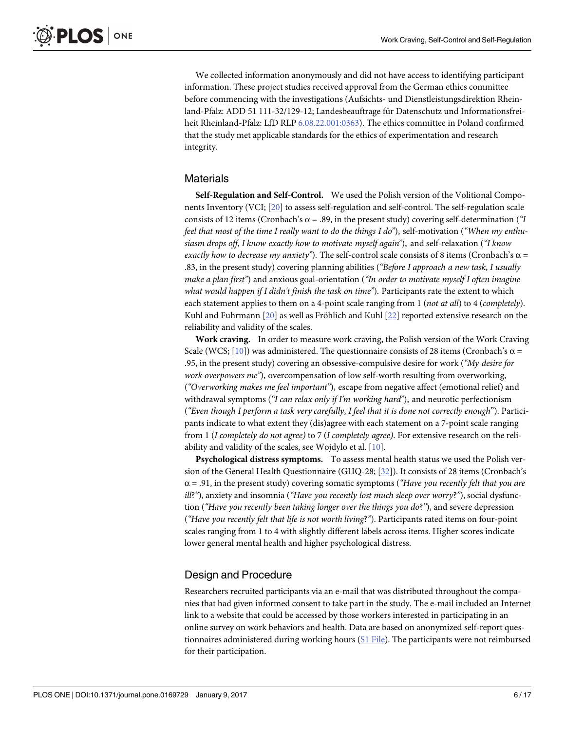We collected information anonymously and did not have access to identifying participant information. These project studies received approval from the German ethics committee before commencing with the investigations (Aufsichts- und Dienstleistungsdirektion Rheinland-Pfalz: ADD 51 111-32/129-12; Landesbeauftrage für Datenschutz und Informationsfreiheit Rheinland-Pfalz: LfD RLP 6.08.22.001:0363). The ethics committee in Poland confirmed that the study met applicable standards for the ethics of experimentation and research integrity.

## Materials

**Self-Regulation and Self-Control.** We used the Polish version of the Volitional Components Inventory (VCI; [20] to assess self-regulation and self-control. The self-regulation scale consists of 12 items (Cronbach's $\alpha = .89$, in the present study) covering self-determination (*"I feel that most of the time I really want to do the things I do"*), self-motivation (*"When my enthusiasm drops off, I know exactly how to motivate myself again"*), and self-relaxation (*"I know exactly how to decrease my anxiety"*). The self-control scale consists of 8 items (Cronbach's $\alpha = .83$, in the present study) covering planning abilities (*"Before I approach a new task, I usually make a plan first"*) and anxious goal-orientation (*"In order to motivate myself I often imagine what would happen if I didn't finish the task on time"*). Participants rate the extent to which each statement applies to them on a 4-point scale ranging from 1 (*not at all*) to 4 (*completely*). Kuhl and Fuhrmann [20] as well as Fröhlich and Kuhl [22] reported extensive research on the reliability and validity of the scales.

**Work craving.** In order to measure work craving, the Polish version of the Work Craving Scale (WCS; [10]) was administered. The questionnaire consists of 28 items (Cronbach's $\alpha = .95$, in the present study) covering an obsessive-compulsive desire for work (*"My desire for work overpowers me"*), overcompensation of low self-worth resulting from overworking, (*"Overworking makes me feel important"*), escape from negative affect (emotional relief) and withdrawal symptoms (*"I can relax only if I'm working hard"*), and neurotic perfectionism (*"Even though I perform a task very carefully, I feel that it is done not correctly enough"*). Participants indicate to what extent they (dis)agree with each statement on a 7-point scale ranging from 1 (*I completely do not agree)* to 7 (*I completely agree)*. For extensive research on the reliability and validity of the scales, see Wojdylo et al. [10].

**Psychological distress symptoms.** To assess mental health status we used the Polish version of the General Health Questionnaire (GHQ-28; [32]). It consists of 28 items (Cronbach's $\alpha = .91$, in the present study) covering somatic symptoms (*"Have you recently felt that you are ill?"*), anxiety and insomnia (*"Have you recently lost much sleep over worry?"*), social dysfunction (*"Have you recently been taking longer over the things you do?"*), and severe depression (*"Have you recently felt that life is not worth living?"*). Participants rated items on four-point scales ranging from 1 to 4 with slightly different labels across items. Higher scores indicate lower general mental health and higher psychological distress.

## Design and Procedure

Researchers recruited participants via an e-mail that was distributed throughout the companies that had given informed consent to take part in the study. The e-mail included an Internet link to a website that could be accessed by those workers interested in participating in an online survey on work behaviors and health. Data are based on anonymized self-report questionnaires administered during working hours (S1 File). The participants were not reimbursed for their participation.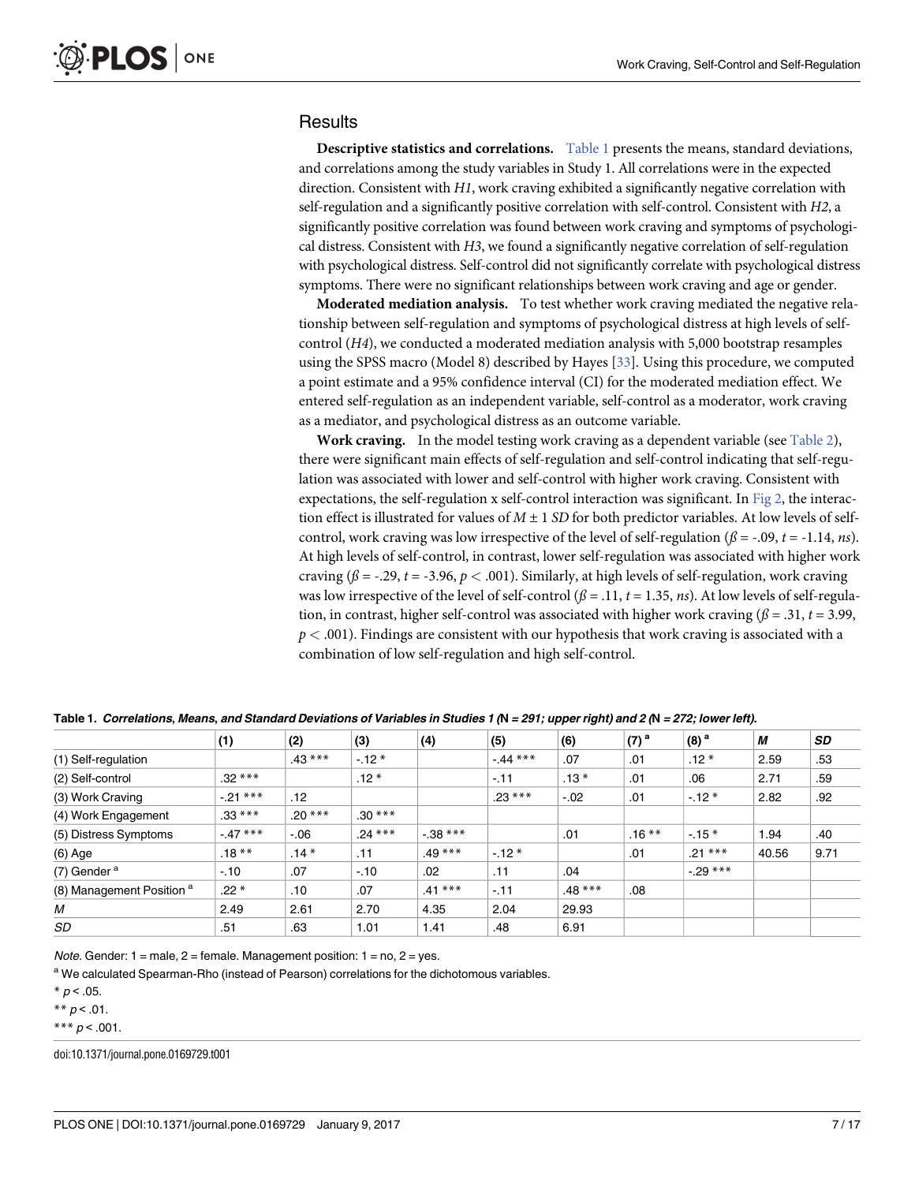## Results

**Descriptive statistics and correlations.** Table 1 presents the means, standard deviations, and correlations among the study variables in Study 1. All correlations were in the expected direction. Consistent with *H1*, work craving exhibited a significantly negative correlation with self-regulation and a significantly positive correlation with self-control. Consistent with *H2*, a significantly positive correlation was found between work craving and symptoms of psychological distress. Consistent with *H3*, we found a significantly negative correlation of self-regulation with psychological distress. Self-control did not significantly correlate with psychological distress symptoms. There were no significant relationships between work craving and age or gender.

**Moderated mediation analysis.** To test whether work craving mediated the negative relationship between self-regulation and symptoms of psychological distress at high levels of self-control (*H4*), we conducted a moderated mediation analysis with 5,000 bootstrap resamples using the SPSS macro (Model 8) described by Hayes [33]. Using this procedure, we computed a point estimate and a 95% confidence interval (CI) for the moderated mediation effect. We entered self-regulation as an independent variable, self-control as a moderator, work craving as a mediator, and psychological distress as an outcome variable.

**Work craving.** In the model testing work craving as a dependent variable (see Table 2), there were significant main effects of self-regulation and self-control indicating that self-regulation was associated with lower and self-control with higher work craving. Consistent with expectations, the self-regulation x self-control interaction was significant. In Fig 2, the interaction effect is illustrated for values of $M \pm 1$ *SD* for both predictor variables. At low levels of self-control, work craving was low irrespective of the level of self-regulation ($\beta = -.09$, $t = -1.14$, *ns*). At high levels of self-control, in contrast, lower self-regulation was associated with higher work craving ($\beta = -.29$, $t = -3.96$, $p < .001$). Similarly, at high levels of self-regulation, work craving was low irrespective of the level of self-control ($\beta = .11$, $t = 1.35$, *ns*). At low levels of self-regulation, in contrast, higher self-control was associated with higher work craving ($\beta = .31$, $t = 3.99$, $p < .001$). Findings are consistent with our hypothesis that work craving is associated with a combination of low self-regulation and high self-control.

**Table 1. *Correlations, Means, and Standard Deviations of Variables in Studies 1 (N = 291; upper right) and 2 (N = 272; lower left).***

| | (1) | (2) | (3) | (4) | (5) | (6) | (7) [a] | (8) [a] | *M* | *SD* |
|---|---|---|---|---|---|---|---|---|---|---|
| (1) Self-regulation | | .43 *** | -.12 * | | -.44 *** | .07 | .01 | .12 * | 2.59 | .53 |
| (2) Self-control | .32 *** | | .12 * | | -.11 | .13 * | .01 | .06 | 2.71 | .59 |
| (3) Work Craving | -.21 *** | .12 | | | .23 *** | -.02 | .01 | -.12 * | 2.82 | .92 |
| (4) Work Engagement | .33 *** | .20 *** | .30 *** | | | | | | | |
| (5) Distress Symptoms | -.47 *** | -.06 | .24 *** | -.38 *** | | .01 | .16 ** | -.15 * | 1.94 | .40 |
| (6) Age | .18 ** | .14 * | .11 | .49 *** | -.12 * | | .01 | .21 *** | 40.56 | 9.71 |
| (7) Gender [a] | -.10 | .07 | -.10 | .02 | .11 | .04 | | -.29 *** | | |
| (8) Management Position [a] | .22 * | .10 | .07 | .41 *** | -.11 | .48 *** | .08 | | | |
| *M* | 2.49 | 2.61 | 2.70 | 4.35 | 2.04 | 29.93 | | | | |
| *SD* | .51 | .63 | 1.01 | 1.41 | .48 | 6.91 | | | | |

*Note.* Gender: 1 = male, 2 = female. Management position: 1 = no, 2 = yes.

[a] We calculated Spearman-Rho (instead of Pearson) correlations for the dichotomous variables.

\* $p < .05$.

\*\* $p < .01$.

\*\*\* $p < .001$.

doi:10.1371/journal.pone.0169729.t001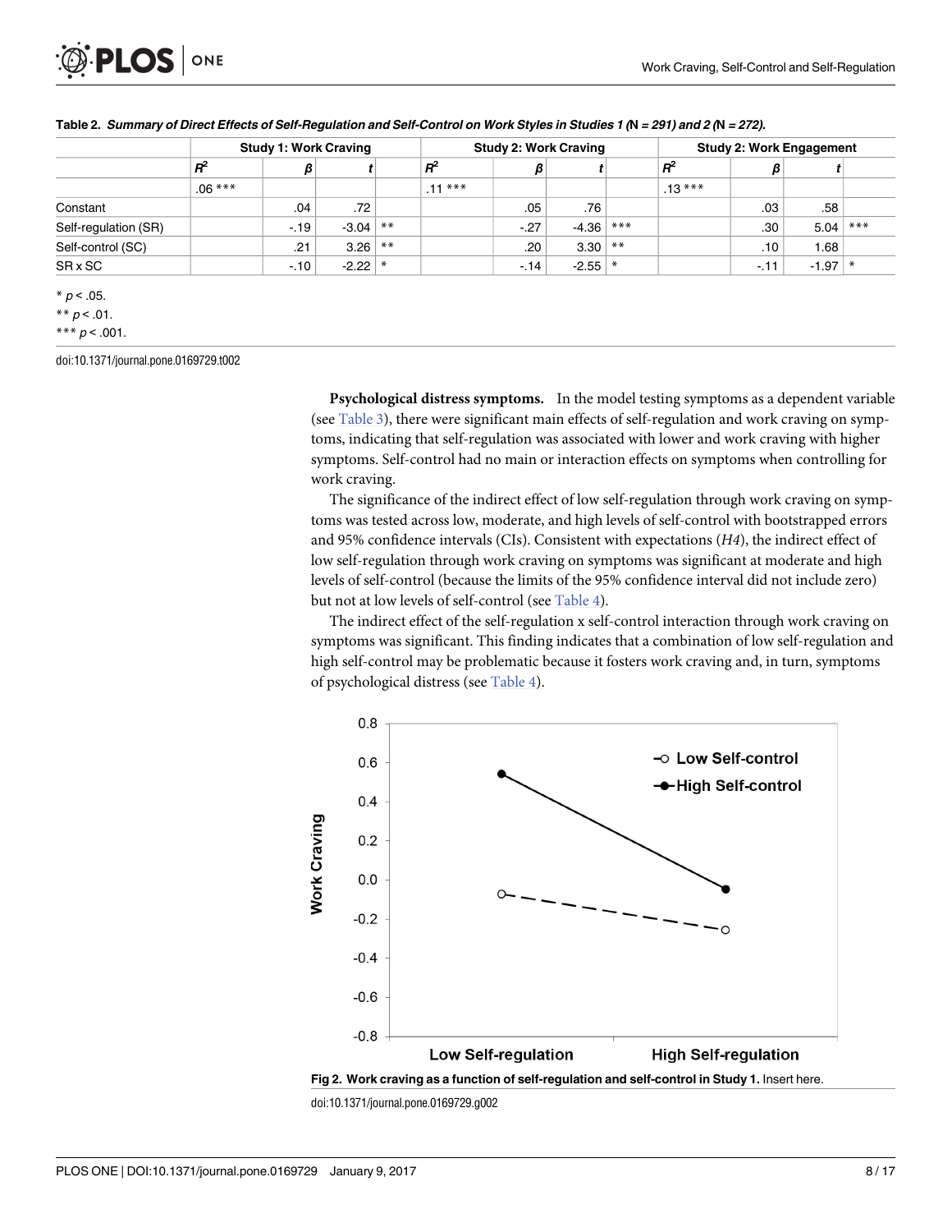**Table 2. *Summary of Direct Effects of Self-Regulation and Self-Control on Work Styles in Studies 1 (N = 291) and 2 (N = 272).***

| | Study 1: Work Craving | | | | Study 2: Work Craving | | | | Study 2: Work Engagement | | | |
|---|---|---|---|---|---|---|---|---|---|---|---|---|
| | $R^2$ | $\beta$ | $t$ | | $R^2$ | $\beta$ | $t$ | | $R^2$ | $\beta$ | $t$ | |
| | .06 *** | | | | .11 *** | | | | .13 *** | | | |
| Constant | | .04 | .72 | | | .05 | .76 | | | .03 | .58 | |
| Self-regulation (SR) | | -.19 | -3.04 | ** | | -.27 | -4.36 | *** | | .30 | 5.04 | *** |
| Self-control (SC) | | .21 | 3.26 | ** | | .20 | 3.30 | ** | | .10 | 1.68 | |
| SR x SC | | -.10 | -2.22 | * | | -.14 | -2.55 | * | | -.11 | -1.97 | * |

* $p < .05$.

** $p < .01$.

*** $p < .001$.

doi:10.1371/journal.pone.0169729.t002

**Psychological distress symptoms.** In the model testing symptoms as a dependent variable (see Table 3), there were significant main effects of self-regulation and work craving on symptoms, indicating that self-regulation was associated with lower and work craving with higher symptoms. Self-control had no main or interaction effects on symptoms when controlling for work craving.

The significance of the indirect effect of low self-regulation through work craving on symptoms was tested across low, moderate, and high levels of self-control with bootstrapped errors and 95% confidence intervals (CIs). Consistent with expectations (*H4*), the indirect effect of low self-regulation through work craving on symptoms was significant at moderate and high levels of self-control (because the limits of the 95% confidence interval did not include zero) but not at low levels of self-control (see Table 4).

The indirect effect of the self-regulation x self-control interaction through work craving on symptoms was significant. This finding indicates that a combination of low self-regulation and high self-control may be problematic because it fosters work craving and, in turn, symptoms of psychological distress (see Table 4).

**Fig 2. Work craving as a function of self-regulation and self-control in Study 1.** Insert here.

doi:10.1371/journal.pone.0169729.g002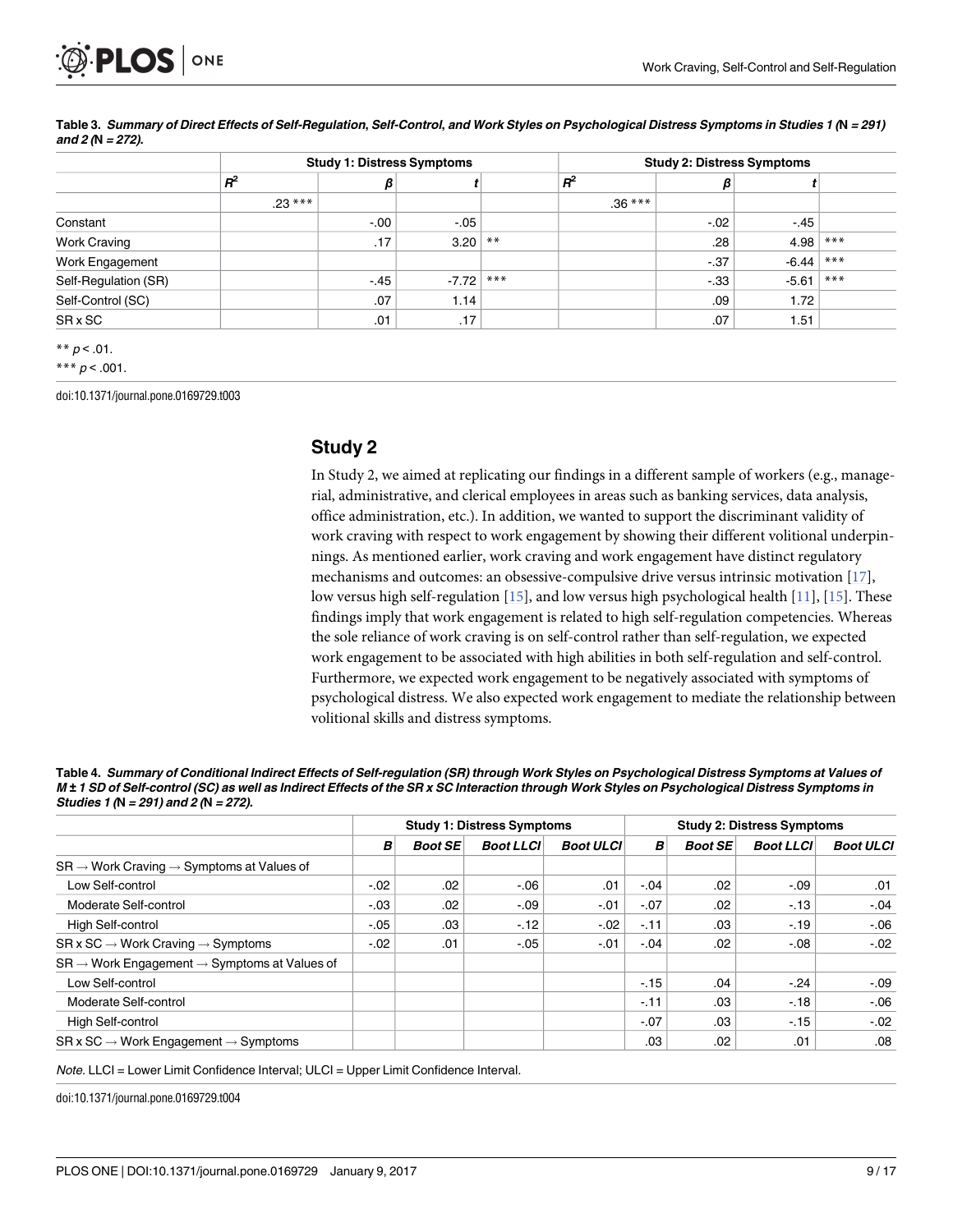**Table 3. *Summary of Direct Effects of Self-Regulation, Self-Control, and Work Styles on Psychological Distress Symptoms in Studies 1 (N = 291) and 2 (N = 272).***

| | Study 1: Distress Symptoms | | | | Study 2: Distress Symptoms | | | |
|---|---|---|---|---|---|---|---|---|
| | $R^2$ | $\beta$ | $t$ | | $R^2$ | $\beta$ | $t$ | |
| | .23 *** | | | | .36 *** | | | |
| Constant | | -.00 | -.05 | | | -.02 | -.45 | |
| Work Craving | | .17 | 3.20 | ** | | .28 | 4.98 | *** |
| Work Engagement | | | | | | -.37 | -6.44 | *** |
| Self-Regulation (SR) | | -.45 | -7.72 | *** | | -.33 | -5.61 | *** |
| Self-Control (SC) | | .07 | 1.14 | | | .09 | 1.72 | |
| SR x SC | | .01 | .17 | | | .07 | 1.51 | |

** $p < .01$.

*** $p < .001$.

doi:10.1371/journal.pone.0169729.t003

## Study 2

In Study 2, we aimed at replicating our findings in a different sample of workers (e.g., managerial, administrative, and clerical employees in areas such as banking services, data analysis, office administration, etc.). In addition, we wanted to support the discriminant validity of work craving with respect to work engagement by showing their different volitional underpinnings. As mentioned earlier, work craving and work engagement have distinct regulatory mechanisms and outcomes: an obsessive-compulsive drive versus intrinsic motivation [17], low versus high self-regulation [15], and low versus high psychological health [11], [15]. These findings imply that work engagement is related to high self-regulation competencies. Whereas the sole reliance of work craving is on self-control rather than self-regulation, we expected work engagement to be associated with high abilities in both self-regulation and self-control. Furthermore, we expected work engagement to be negatively associated with symptoms of psychological distress. We also expected work engagement to mediate the relationship between volitional skills and distress symptoms.

**Table 4. *Summary of Conditional Indirect Effects of Self-regulation (SR) through Work Styles on Psychological Distress Symptoms at Values of M ± 1 SD of Self-control (SC) as well as Indirect Effects of the SR x SC Interaction through Work Styles on Psychological Distress Symptoms in Studies 1 (N = 291) and 2 (N = 272).***

| | Study 1: Distress Symptoms | | | | Study 2: Distress Symptoms | | | |
|---|---|---|---|---|---|---|---|---|
| | *B* | *Boot SE* | *Boot LLCI* | *Boot ULCI* | *B* | *Boot SE* | *Boot LLCI* | *Boot ULCI* |
| SR → Work Craving → Symptoms at Values of | | | | | | | | |
| Low Self-control | -.02 | .02 | -.06 | .01 | -.04 | .02 | -.09 | .01 |
| Moderate Self-control | -.03 | .02 | -.09 | -.01 | -.07 | .02 | -.13 | -.04 |
| High Self-control | -.05 | .03 | -.12 | -.02 | -.11 | .03 | -.19 | -.06 |
| SR x SC → Work Craving → Symptoms | -.02 | .01 | -.05 | -.01 | -.04 | .02 | -.08 | -.02 |
| SR → Work Engagement → Symptoms at Values of | | | | | | | | |
| Low Self-control | | | | | -.15 | .04 | -.24 | -.09 |
| Moderate Self-control | | | | | -.11 | .03 | -.18 | -.06 |
| High Self-control | | | | | -.07 | .03 | -.15 | -.02 |
| SR x SC → Work Engagement → Symptoms | | | | | .03 | .02 | .01 | .08 |

*Note*. LLCI = Lower Limit Confidence Interval; ULCI = Upper Limit Confidence Interval.

doi:10.1371/journal.pone.0169729.t004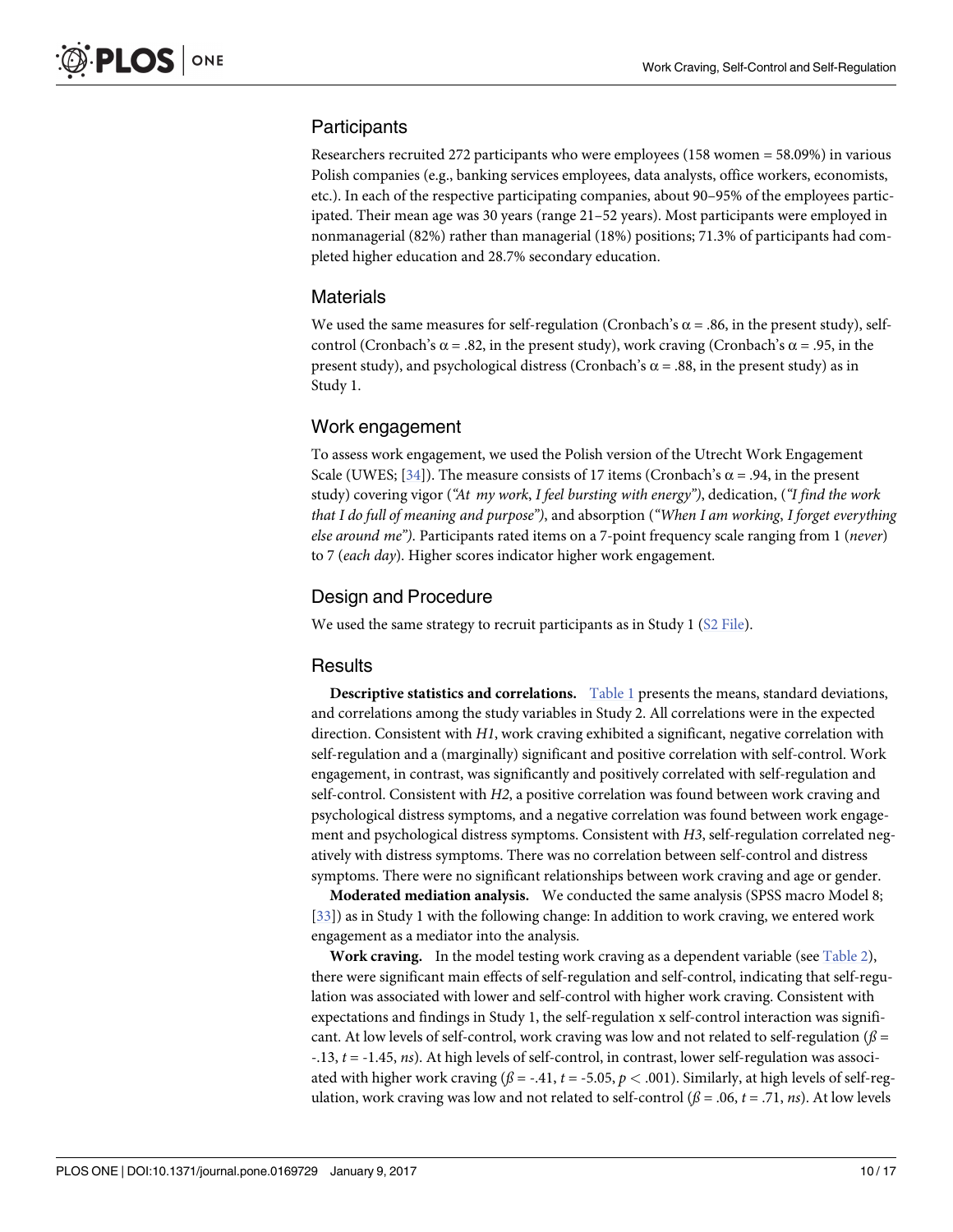## Participants

Researchers recruited 272 participants who were employees (158 women = 58.09%) in various Polish companies (e.g., banking services employees, data analysts, office workers, economists, etc.). In each of the respective participating companies, about 90–95% of the employees participated. Their mean age was 30 years (range 21–52 years). Most participants were employed in nonmanagerial (82%) rather than managerial (18%) positions; 71.3% of participants had completed higher education and 28.7% secondary education.

## Materials

We used the same measures for self-regulation (Cronbach's $\alpha$ = .86, in the present study), self-control (Cronbach's $\alpha$ = .82, in the present study), work craving (Cronbach's $\alpha$ = .95, in the present study), and psychological distress (Cronbach's $\alpha$ = .88, in the present study) as in Study 1.

## Work engagement

To assess work engagement, we used the Polish version of the Utrecht Work Engagement Scale (UWES; [34]). The measure consists of 17 items (Cronbach's $\alpha$ = .94, in the present study) covering vigor (*"At my work, I feel bursting with energy")*, dedication, (*"I find the work that I do full of meaning and purpose")*, and absorption (*"When I am working, I forget everything else around me")*. Participants rated items on a 7-point frequency scale ranging from 1 (*never*) to 7 (*each day*). Higher scores indicator higher work engagement.

## Design and Procedure

We used the same strategy to recruit participants as in Study 1 (S2 File).

## Results

**Descriptive statistics and correlations.** Table 1 presents the means, standard deviations, and correlations among the study variables in Study 2. All correlations were in the expected direction. Consistent with *H1*, work craving exhibited a significant, negative correlation with self-regulation and a (marginally) significant and positive correlation with self-control. Work engagement, in contrast, was significantly and positively correlated with self-regulation and self-control. Consistent with *H2*, a positive correlation was found between work craving and psychological distress symptoms, and a negative correlation was found between work engagement and psychological distress symptoms. Consistent with *H3*, self-regulation correlated negatively with distress symptoms. There was no correlation between self-control and distress symptoms. There were no significant relationships between work craving and age or gender.

**Moderated mediation analysis.** We conducted the same analysis (SPSS macro Model 8; [33]) as in Study 1 with the following change: In addition to work craving, we entered work engagement as a mediator into the analysis.

**Work craving.** In the model testing work craving as a dependent variable (see Table 2), there were significant main effects of self-regulation and self-control, indicating that self-regulation was associated with lower and self-control with higher work craving. Consistent with expectations and findings in Study 1, the self-regulation x self-control interaction was significant. At low levels of self-control, work craving was low and not related to self-regulation ($\beta$ = -.13, $t$ = -1.45, *ns*). At high levels of self-control, in contrast, lower self-regulation was associated with higher work craving ($\beta$ = -.41, $t$ = -5.05, $p < .001$). Similarly, at high levels of self-regulation, work craving was low and not related to self-control ($\beta$ = .06, $t$ = .71, *ns*). At low levels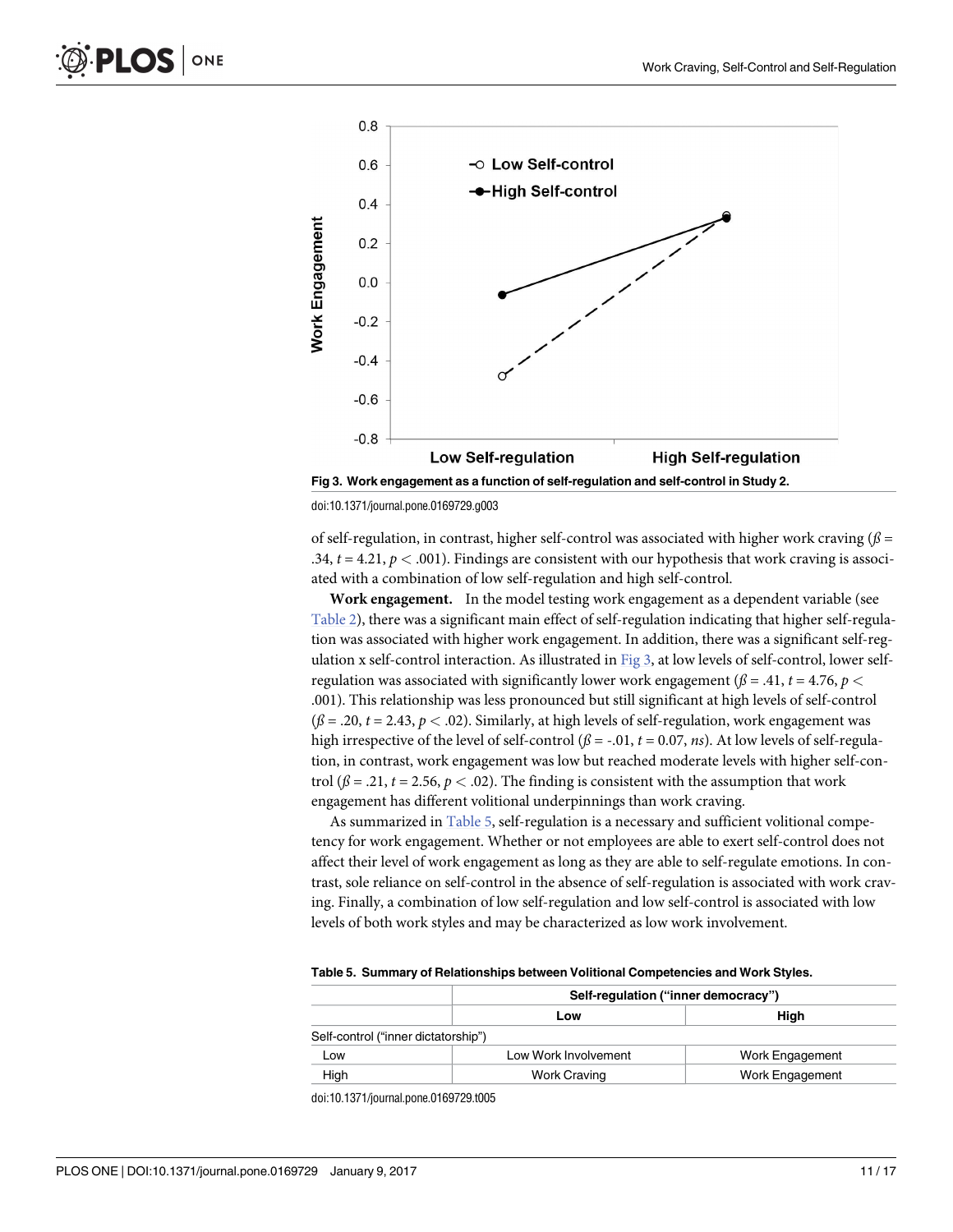Fig 3. Work engagement as a function of self-regulation and self-control in Study 2.

doi:10.1371/journal.pone.0169729.g003

of self-regulation, in contrast, higher self-control was associated with higher work craving ($ß$ = .34, $t$ = 4.21, $p < .001$). Findings are consistent with our hypothesis that work craving is associated with a combination of low self-regulation and high self-control.

**Work engagement.** In the model testing work engagement as a dependent variable (see Table 2), there was a significant main effect of self-regulation indicating that higher self-regulation was associated with higher work engagement. In addition, there was a significant self-regulation x self-control interaction. As illustrated in Fig 3, at low levels of self-control, lower self-regulation was associated with significantly lower work engagement ($ß$ = .41, $t$ = 4.76, $p <$ .001). This relationship was less pronounced but still significant at high levels of self-control ($ß$ = .20, $t$ = 2.43, $p < .02$). Similarly, at high levels of self-regulation, work engagement was high irrespective of the level of self-control ($ß$ = -.01, $t$ = 0.07, *ns*). At low levels of self-regulation, in contrast, work engagement was low but reached moderate levels with higher self-control ($ß$ = .21, $t$ = 2.56, $p < .02$). The finding is consistent with the assumption that work engagement has different volitional underpinnings than work craving.

As summarized in Table 5, self-regulation is a necessary and sufficient volitional competency for work engagement. Whether or not employees are able to exert self-control does not affect their level of work engagement as long as they are able to self-regulate emotions. In contrast, sole reliance on self-control in the absence of self-regulation is associated with work craving. Finally, a combination of low self-regulation and low self-control is associated with low levels of both work styles and may be characterized as low work involvement.

**Table 5. Summary of Relationships between Volitional Competencies and Work Styles.**

| | Self-regulation ("inner democracy") | |
|---|---|---|
| | Low | High |
| Self-control ("inner dictatorship") | | |
| Low | Low Work Involvement | Work Engagement |
| High | Work Craving | Work Engagement |

doi:10.1371/journal.pone.0169729.t005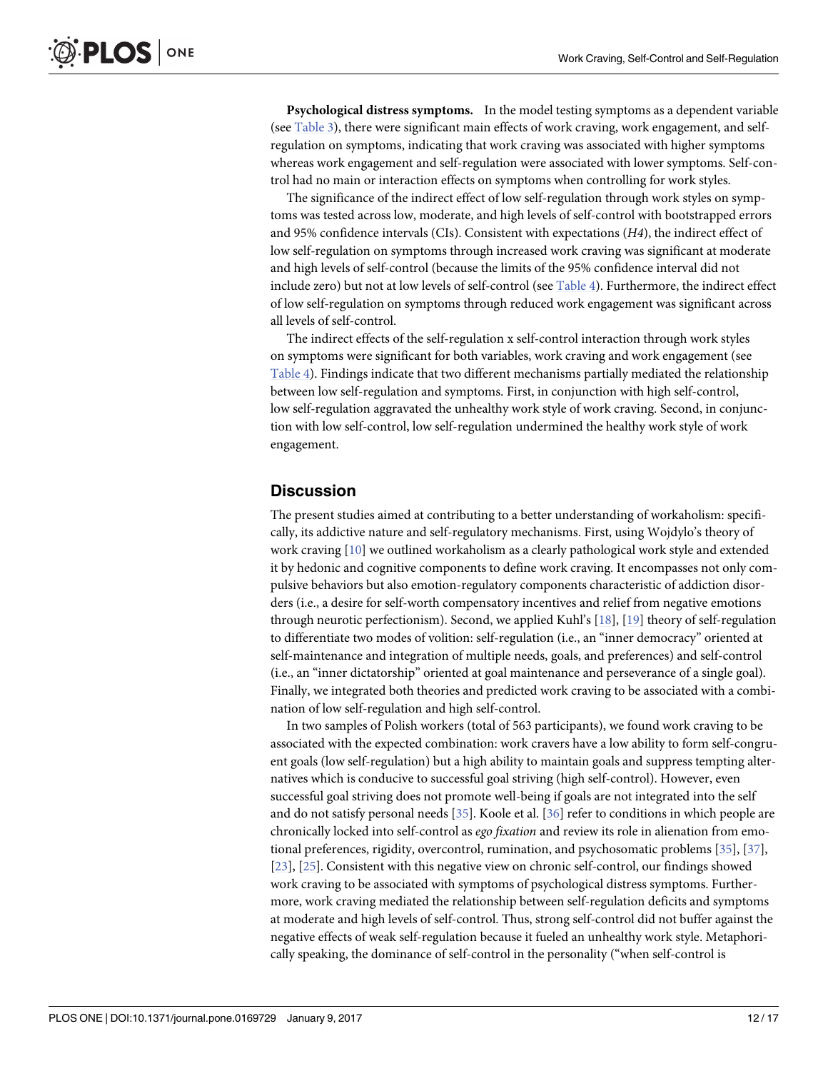**Psychological distress symptoms.** In the model testing symptoms as a dependent variable (see Table 3), there were significant main effects of work craving, work engagement, and self-regulation on symptoms, indicating that work craving was associated with higher symptoms whereas work engagement and self-regulation were associated with lower symptoms. Self-control had no main or interaction effects on symptoms when controlling for work styles.

The significance of the indirect effect of low self-regulation through work styles on symptoms was tested across low, moderate, and high levels of self-control with bootstrapped errors and 95% confidence intervals (CIs). Consistent with expectations (*H4*), the indirect effect of low self-regulation on symptoms through increased work craving was significant at moderate and high levels of self-control (because the limits of the 95% confidence interval did not include zero) but not at low levels of self-control (see Table 4). Furthermore, the indirect effect of low self-regulation on symptoms through reduced work engagement was significant across all levels of self-control.

The indirect effects of the self-regulation x self-control interaction through work styles on symptoms were significant for both variables, work craving and work engagement (see Table 4). Findings indicate that two different mechanisms partially mediated the relationship between low self-regulation and symptoms. First, in conjunction with high self-control, low self-regulation aggravated the unhealthy work style of work craving. Second, in conjunction with low self-control, low self-regulation undermined the healthy work style of work engagement.

## Discussion

The present studies aimed at contributing to a better understanding of workaholism: specifically, its addictive nature and self-regulatory mechanisms. First, using Wojdylo's theory of work craving [10] we outlined workaholism as a clearly pathological work style and extended it by hedonic and cognitive components to define work craving. It encompasses not only compulsive behaviors but also emotion-regulatory components characteristic of addiction disorders (i.e., a desire for self-worth compensatory incentives and relief from negative emotions through neurotic perfectionism). Second, we applied Kuhl's [18], [19] theory of self-regulation to differentiate two modes of volition: self-regulation (i.e., an "inner democracy" oriented at self-maintenance and integration of multiple needs, goals, and preferences) and self-control (i.e., an "inner dictatorship" oriented at goal maintenance and perseverance of a single goal). Finally, we integrated both theories and predicted work craving to be associated with a combination of low self-regulation and high self-control.

In two samples of Polish workers (total of 563 participants), we found work craving to be associated with the expected combination: work cravers have a low ability to form self-congruent goals (low self-regulation) but a high ability to maintain goals and suppress tempting alternatives which is conducive to successful goal striving (high self-control). However, even successful goal striving does not promote well-being if goals are not integrated into the self and do not satisfy personal needs [35]. Koole et al. [36] refer to conditions in which people are chronically locked into self-control as *ego fixation* and review its role in alienation from emotional preferences, rigidity, overcontrol, rumination, and psychosomatic problems [35], [37], [23], [25]. Consistent with this negative view on chronic self-control, our findings showed work craving to be associated with symptoms of psychological distress symptoms. Furthermore, work craving mediated the relationship between self-regulation deficits and symptoms at moderate and high levels of self-control. Thus, strong self-control did not buffer against the negative effects of weak self-regulation because it fueled an unhealthy work style. Metaphorically speaking, the dominance of self-control in the personality ("when self-control is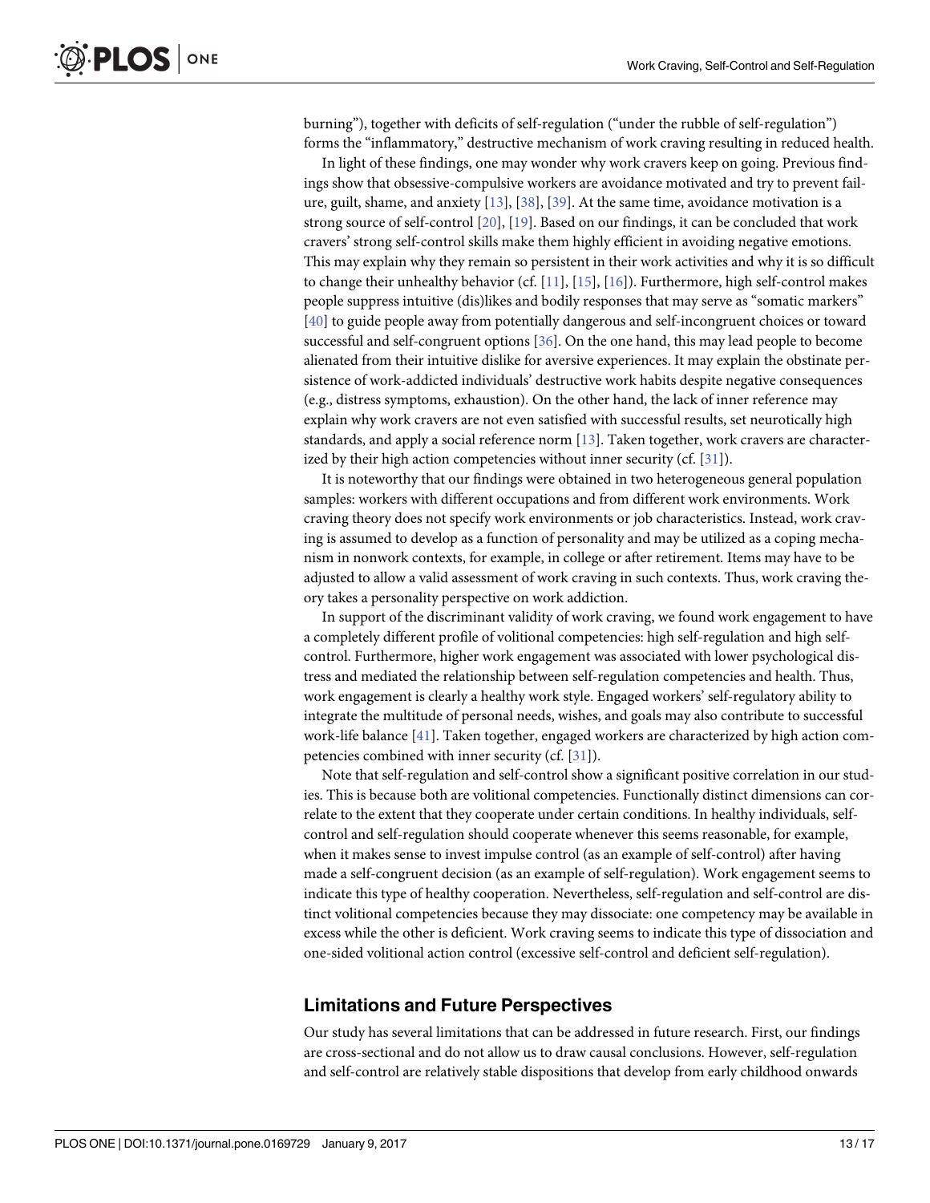burning"), together with deficits of self-regulation ("under the rubble of self-regulation") forms the "inflammatory," destructive mechanism of work craving resulting in reduced health.

In light of these findings, one may wonder why work cravers keep on going. Previous findings show that obsessive-compulsive workers are avoidance motivated and try to prevent failure, guilt, shame, and anxiety [13], [38], [39]. At the same time, avoidance motivation is a strong source of self-control [20], [19]. Based on our findings, it can be concluded that work cravers' strong self-control skills make them highly efficient in avoiding negative emotions. This may explain why they remain so persistent in their work activities and why it is so difficult to change their unhealthy behavior (cf. [11], [15], [16]). Furthermore, high self-control makes people suppress intuitive (dis)likes and bodily responses that may serve as "somatic markers" [40] to guide people away from potentially dangerous and self-incongruent choices or toward successful and self-congruent options [36]. On the one hand, this may lead people to become alienated from their intuitive dislike for aversive experiences. It may explain the obstinate persistence of work-addicted individuals' destructive work habits despite negative consequences (e.g., distress symptoms, exhaustion). On the other hand, the lack of inner reference may explain why work cravers are not even satisfied with successful results, set neurotically high standards, and apply a social reference norm [13]. Taken together, work cravers are characterized by their high action competencies without inner security (cf. [31]).

It is noteworthy that our findings were obtained in two heterogeneous general population samples: workers with different occupations and from different work environments. Work craving theory does not specify work environments or job characteristics. Instead, work craving is assumed to develop as a function of personality and may be utilized as a coping mechanism in nonwork contexts, for example, in college or after retirement. Items may have to be adjusted to allow a valid assessment of work craving in such contexts. Thus, work craving theory takes a personality perspective on work addiction.

In support of the discriminant validity of work craving, we found work engagement to have a completely different profile of volitional competencies: high self-regulation and high self-control. Furthermore, higher work engagement was associated with lower psychological distress and mediated the relationship between self-regulation competencies and health. Thus, work engagement is clearly a healthy work style. Engaged workers' self-regulatory ability to integrate the multitude of personal needs, wishes, and goals may also contribute to successful work-life balance [41]. Taken together, engaged workers are characterized by high action competencies combined with inner security (cf. [31]).

Note that self-regulation and self-control show a significant positive correlation in our studies. This is because both are volitional competencies. Functionally distinct dimensions can correlate to the extent that they cooperate under certain conditions. In healthy individuals, self-control and self-regulation should cooperate whenever this seems reasonable, for example, when it makes sense to invest impulse control (as an example of self-control) after having made a self-congruent decision (as an example of self-regulation). Work engagement seems to indicate this type of healthy cooperation. Nevertheless, self-regulation and self-control are distinct volitional competencies because they may dissociate: one competency may be available in excess while the other is deficient. Work craving seems to indicate this type of dissociation and one-sided volitional action control (excessive self-control and deficient self-regulation).

## Limitations and Future Perspectives

Our study has several limitations that can be addressed in future research. First, our findings are cross-sectional and do not allow us to draw causal conclusions. However, self-regulation and self-control are relatively stable dispositions that develop from early childhood onwards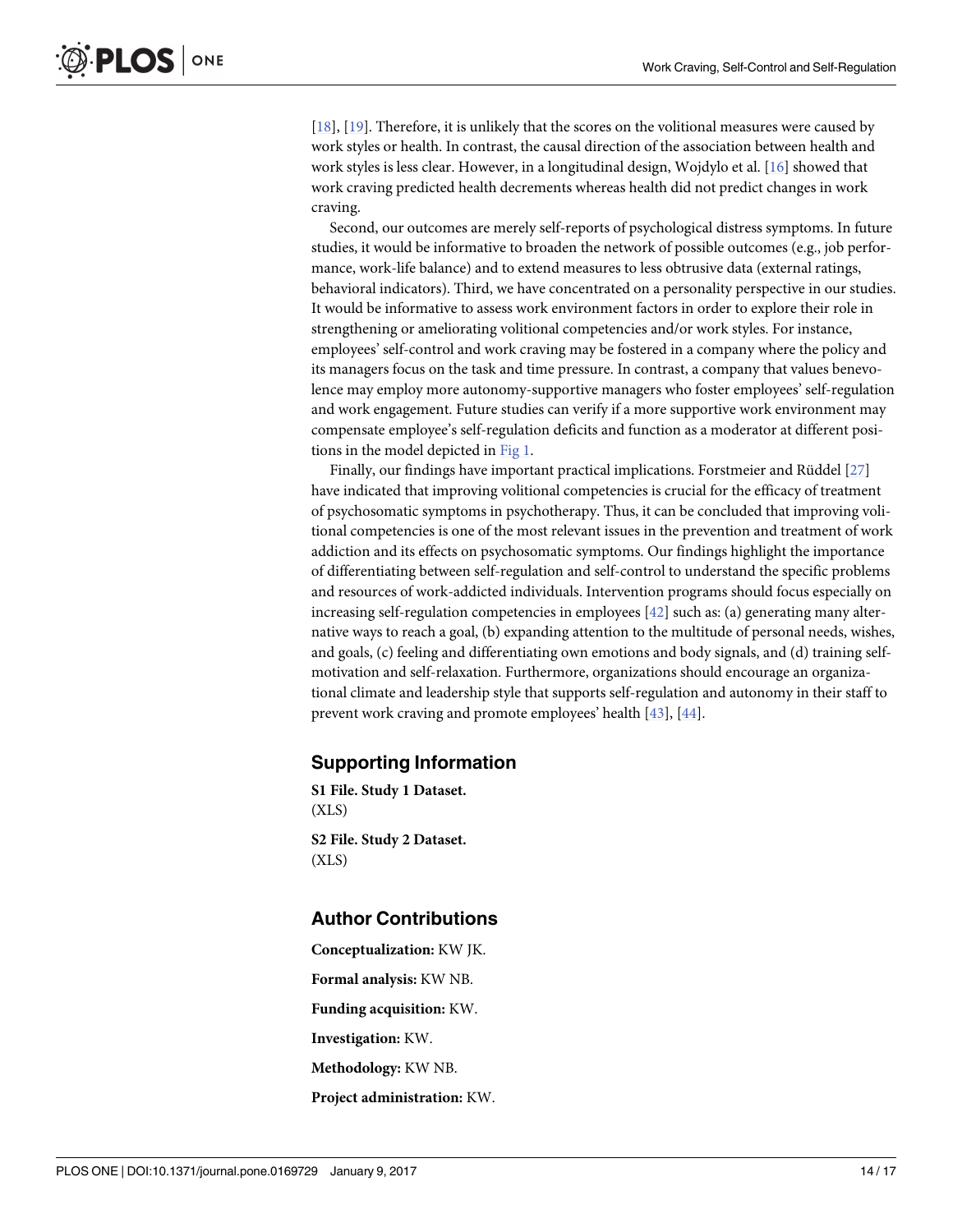[18], [19]. Therefore, it is unlikely that the scores on the volitional measures were caused by work styles or health. In contrast, the causal direction of the association between health and work styles is less clear. However, in a longitudinal design, Wojdylo et al. [16] showed that work craving predicted health decrements whereas health did not predict changes in work craving.

Second, our outcomes are merely self-reports of psychological distress symptoms. In future studies, it would be informative to broaden the network of possible outcomes (e.g., job performance, work-life balance) and to extend measures to less obtrusive data (external ratings, behavioral indicators). Third, we have concentrated on a personality perspective in our studies. It would be informative to assess work environment factors in order to explore their role in strengthening or ameliorating volitional competencies and/or work styles. For instance, employees' self-control and work craving may be fostered in a company where the policy and its managers focus on the task and time pressure. In contrast, a company that values benevolence may employ more autonomy-supportive managers who foster employees' self-regulation and work engagement. Future studies can verify if a more supportive work environment may compensate employee's self-regulation deficits and function as a moderator at different positions in the model depicted in Fig 1.

Finally, our findings have important practical implications. Forstmeier and Rüddel [27] have indicated that improving volitional competencies is crucial for the efficacy of treatment of psychosomatic symptoms in psychotherapy. Thus, it can be concluded that improving volitional competencies is one of the most relevant issues in the prevention and treatment of work addiction and its effects on psychosomatic symptoms. Our findings highlight the importance of differentiating between self-regulation and self-control to understand the specific problems and resources of work-addicted individuals. Intervention programs should focus especially on increasing self-regulation competencies in employees [42] such as: (a) generating many alternative ways to reach a goal, (b) expanding attention to the multitude of personal needs, wishes, and goals, (c) feeling and differentiating own emotions and body signals, and (d) training self-motivation and self-relaxation. Furthermore, organizations should encourage an organizational climate and leadership style that supports self-regulation and autonomy in their staff to prevent work craving and promote employees' health [43], [44].

## Supporting Information

**S1 File. Study 1 Dataset.**
(XLS)

**S2 File. Study 2 Dataset.**
(XLS)

## Author Contributions

**Conceptualization:** KW JK.

**Formal analysis:** KW NB.

**Funding acquisition:** KW.

**Investigation:** KW.

**Methodology:** KW NB.

**Project administration:** KW.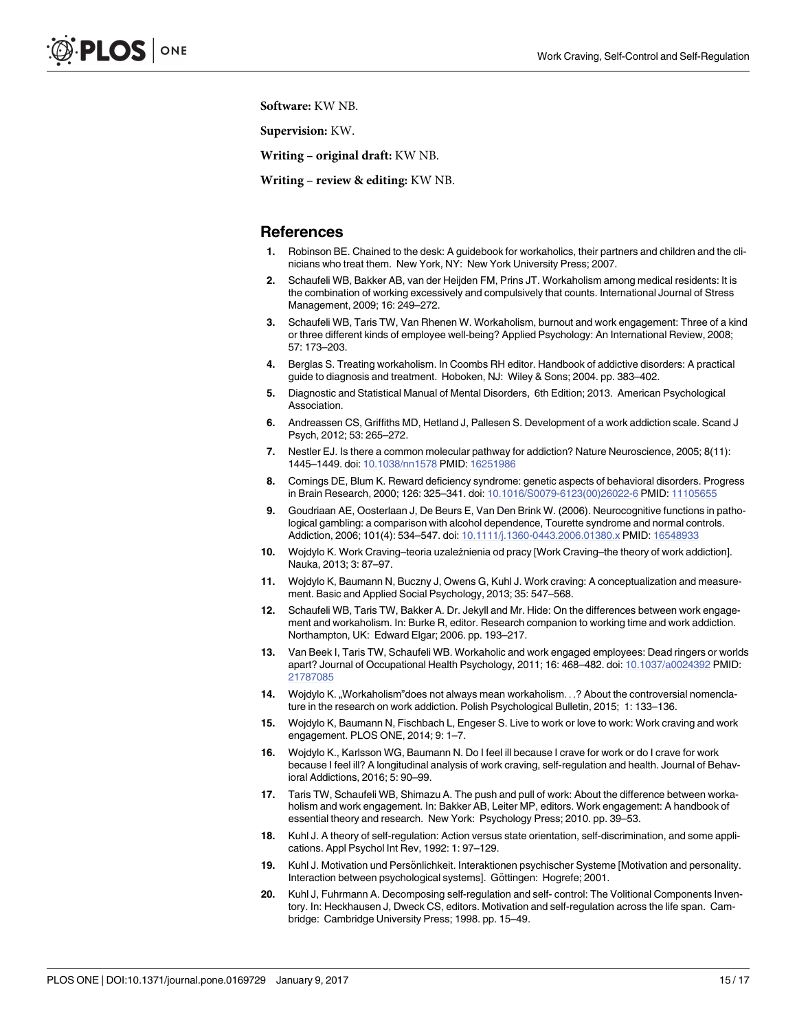**Software:** KW NB.

**Supervision:** KW.

**Writing – original draft:** KW NB.

**Writing – review & editing:** KW NB.

## References

1. Robinson BE. Chained to the desk: A guidebook for workaholics, their partners and children and the clinicians who treat them. New York, NY: New York University Press; 2007.
2. Schaufeli WB, Bakker AB, van der Heijden FM, Prins JT. Workaholism among medical residents: It is the combination of working excessively and compulsively that counts. International Journal of Stress Management, 2009; 16: 249–272.
3. Schaufeli WB, Taris TW, Van Rhenen W. Workaholism, burnout and work engagement: Three of a kind or three different kinds of employee well-being? Applied Psychology: An International Review, 2008; 57: 173–203.
4. Berglas S. Treating workaholism. In Coombs RH editor. Handbook of addictive disorders: A practical guide to diagnosis and treatment. Hoboken, NJ: Wiley & Sons; 2004. pp. 383–402.
5. Diagnostic and Statistical Manual of Mental Disorders, 6th Edition; 2013. American Psychological Association.
6. Andreassen CS, Griffiths MD, Hetland J, Pallesen S. Development of a work addiction scale. Scand J Psych, 2012; 53: 265–272.
7. Nestler EJ. Is there a common molecular pathway for addiction? Nature Neuroscience, 2005; 8(11): 1445–1449. doi: 10.1038/nn1578 PMID: 16251986
8. Comings DE, Blum K. Reward deficiency syndrome: genetic aspects of behavioral disorders. Progress in Brain Research, 2000; 126: 325–341. doi: 10.1016/S0079-6123(00)26022-6 PMID: 11105655
9. Goudriaan AE, Oosterlaan J, De Beurs E, Van Den Brink W. (2006). Neurocognitive functions in pathological gambling: a comparison with alcohol dependence, Tourette syndrome and normal controls. Addiction, 2006; 101(4): 534–547. doi: 10.1111/j.1360-0443.2006.01380.x PMID: 16548933
10. Wojdylo K. Work Craving–teoria uzależnienia od pracy [Work Craving–the theory of work addiction]. Nauka, 2013; 3: 87–97.
11. Wojdylo K, Baumann N, Buczny J, Owens G, Kuhl J. Work craving: A conceptualization and measurement. Basic and Applied Social Psychology, 2013; 35: 547–568.
12. Schaufeli WB, Taris TW, Bakker A. Dr. Jekyll and Mr. Hide: On the differences between work engagement and workaholism. In: Burke R, editor. Research companion to working time and work addiction. Northampton, UK: Edward Elgar; 2006. pp. 193–217.
13. Van Beek I, Taris TW, Schaufeli WB. Workaholic and work engaged employees: Dead ringers or worlds apart? Journal of Occupational Health Psychology, 2011; 16: 468–482. doi: 10.1037/a0024392 PMID: 21787085
14. Wojdylo K. „Workaholism"does not always mean workaholism. . .? About the controversial nomenclature in the research on work addiction. Polish Psychological Bulletin, 2015; 1: 133–136.
15. Wojdylo K, Baumann N, Fischbach L, Engeser S. Live to work or love to work: Work craving and work engagement. PLOS ONE, 2014; 9: 1–7.
16. Wojdylo K., Karlsson WG, Baumann N. Do I feel ill because I crave for work or do I crave for work because I feel ill? A longitudinal analysis of work craving, self-regulation and health. Journal of Behavioral Addictions, 2016; 5: 90–99.
17. Taris TW, Schaufeli WB, Shimazu A. The push and pull of work: About the difference between workaholism and work engagement. In: Bakker AB, Leiter MP, editors. Work engagement: A handbook of essential theory and research. New York: Psychology Press; 2010. pp. 39–53.
18. Kuhl J. A theory of self-regulation: Action versus state orientation, self-discrimination, and some applications. Appl Psychol Int Rev, 1992: 1: 97–129.
19. Kuhl J. Motivation und Persönlichkeit. Interaktionen psychischer Systeme [Motivation and personality. Interaction between psychological systems]. Göttingen: Hogrefe; 2001.
20. Kuhl J, Fuhrmann A. Decomposing self-regulation and self- control: The Volitional Components Inventory. In: Heckhausen J, Dweck CS, editors. Motivation and self-regulation across the life span. Cambridge: Cambridge University Press; 1998. pp. 15–49.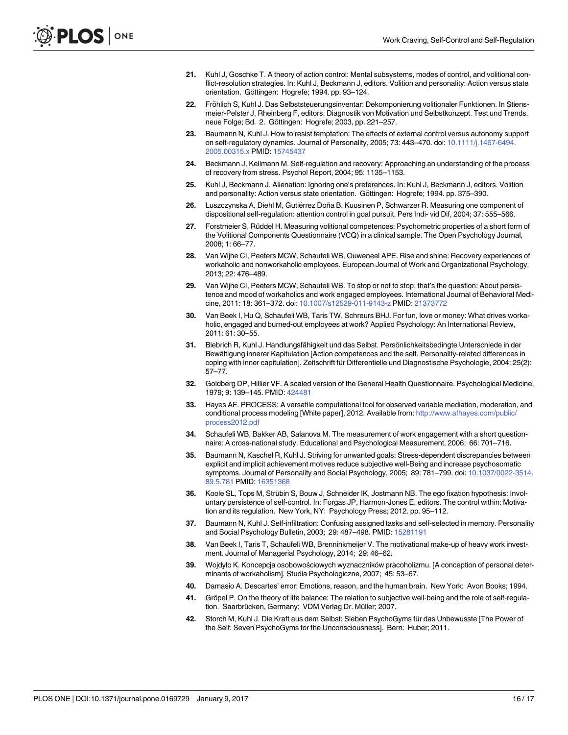21. Kuhl J, Goschke T. A theory of action control: Mental subsystems, modes of control, and volitional conflict-resolution strategies. In: Kuhl J, Beckmann J, editors. Volition and personality: Action versus state orientation. Göttingen: Hogrefe; 1994. pp. 93–124.
22. Fröhlich S, Kuhl J. Das Selbststeuerungsinventar: Dekomponierung volitionaler Funktionen. In Stiensmeier-Pelster J, Rheinberg F, editors. Diagnostik von Motivation und Selbstkonzept. Test und Trends. neue Folge; Bd. 2. Göttingen: Hogrefe; 2003, pp. 221–257.
23. Baumann N, Kuhl J. How to resist temptation: The effects of external control versus autonomy support on self-regulatory dynamics. Journal of Personality, 2005; 73: 443–470. doi: 10.1111/j.1467-6494.2005.00315.x PMID: 15745437
24. Beckmann J, Kellmann M. Self-regulation and recovery: Approaching an understanding of the process of recovery from stress. Psychol Report, 2004; 95: 1135–1153.
25. Kuhl J, Beckmann J. Alienation: Ignoring one's preferences. In: Kuhl J, Beckmann J, editors. Volition and personality: Action versus state orientation. Göttingen: Hogrefe; 1994. pp. 375–390.
26. Luszczynska A, Diehl M, Gutiérrez Doña B, Kuusinen P, Schwarzer R. Measuring one component of dispositional self-regulation: attention control in goal pursuit. Pers Indi- vid Dif, 2004; 37: 555–566.
27. Forstmeier S, Rüddel H. Measuring volitional competences: Psychometric properties of a short form of the Volitional Components Questionnaire (VCQ) in a clinical sample. The Open Psychology Journal, 2008; 1: 66–77.
28. Van Wijhe CI, Peeters MCW, Schaufeli WB, Ouweneel APE. Rise and shine: Recovery experiences of workaholic and nonworkaholic employees. European Journal of Work and Organizational Psychology, 2013; 22: 476–489.
29. Van Wijhe CI, Peeters MCW, Schaufeli WB. To stop or not to stop; that's the question: About persistence and mood of workaholics and work engaged employees. International Journal of Behavioral Medicine, 2011: 18: 361–372. doi: 10.1007/s12529-011-9143-z PMID: 21373772
30. Van Beek I, Hu Q, Schaufeli WB, Taris TW, Schreurs BHJ. For fun, love or money: What drives workaholic, engaged and burned-out employees at work? Applied Psychology: An International Review, 2011: 61: 30–55.
31. Biebrich R, Kuhl J. Handlungsfähigkeit und das Selbst. Persönlichkeitsbedingte Unterschiede in der Bewältigung innerer Kapitulation [Action competences and the self. Personality-related differences in coping with inner capitulation]. Zeitschrift für Differentielle und Diagnostische Psychologie, 2004; 25(2): 57–77.
32. Goldberg DP, Hillier VF. A scaled version of the General Health Questionnaire. Psychological Medicine, 1979; 9: 139–145. PMID: 424481
33. Hayes AF. PROCESS: A versatile computational tool for observed variable mediation, moderation, and conditional process modeling [White paper], 2012. Available from: http://www.afhayes.com/public/process2012.pdf
34. Schaufeli WB, Bakker AB, Salanova M. The measurement of work engagement with a short questionnaire: A cross-national study. Educational and Psychological Measurement, 2006; 66: 701–716.
35. Baumann N, Kaschel R, Kuhl J. Striving for unwanted goals: Stress-dependent discrepancies between explicit and implicit achievement motives reduce subjective well-Being and increase psychosomatic symptoms. Journal of Personality and Social Psychology, 2005; 89: 781–799. doi: 10.1037/0022-3514.89.5.781 PMID: 16351368
36. Koole SL, Tops M, Strübin S, Bouw J, Schneider IK, Jostmann NB. The ego fixation hypothesis: Involuntary persistence of self-control. In: Forgas JP, Harmon-Jones E, editors. The control within: Motivation and its regulation. New York, NY: Psychology Press; 2012. pp. 95–112.
37. Baumann N, Kuhl J. Self-infiltration: Confusing assigned tasks and self-selected in memory. Personality and Social Psychology Bulletin, 2003; 29: 487–498. PMID: 15281191
38. Van Beek I, Taris T, Schaufeli WB, Brenninkmeijer V. The motivational make-up of heavy work investment. Journal of Managerial Psychology, 2014; 29: 46–62.
39. Wojdylo K. Koncepcja osobowościowych wyznaczników pracoholizmu. [A conception of personal determinants of workaholism]. Studia Psychologiczne, 2007; 45: 53–67.
40. Damasio A. Descartes' error: Emotions, reason, and the human brain. New York: Avon Books; 1994.
41. Gröpel P. On the theory of life balance: The relation to subjective well-being and the role of self-regulation. Saarbrücken, Germany: VDM Verlag Dr. Müller; 2007.
42. Storch M, Kuhl J. Die Kraft aus dem Selbst: Sieben PsychoGyms für das Unbewusste [The Power of the Self: Seven PsychoGyms for the Unconsciousness]. Bern: Huber; 2011.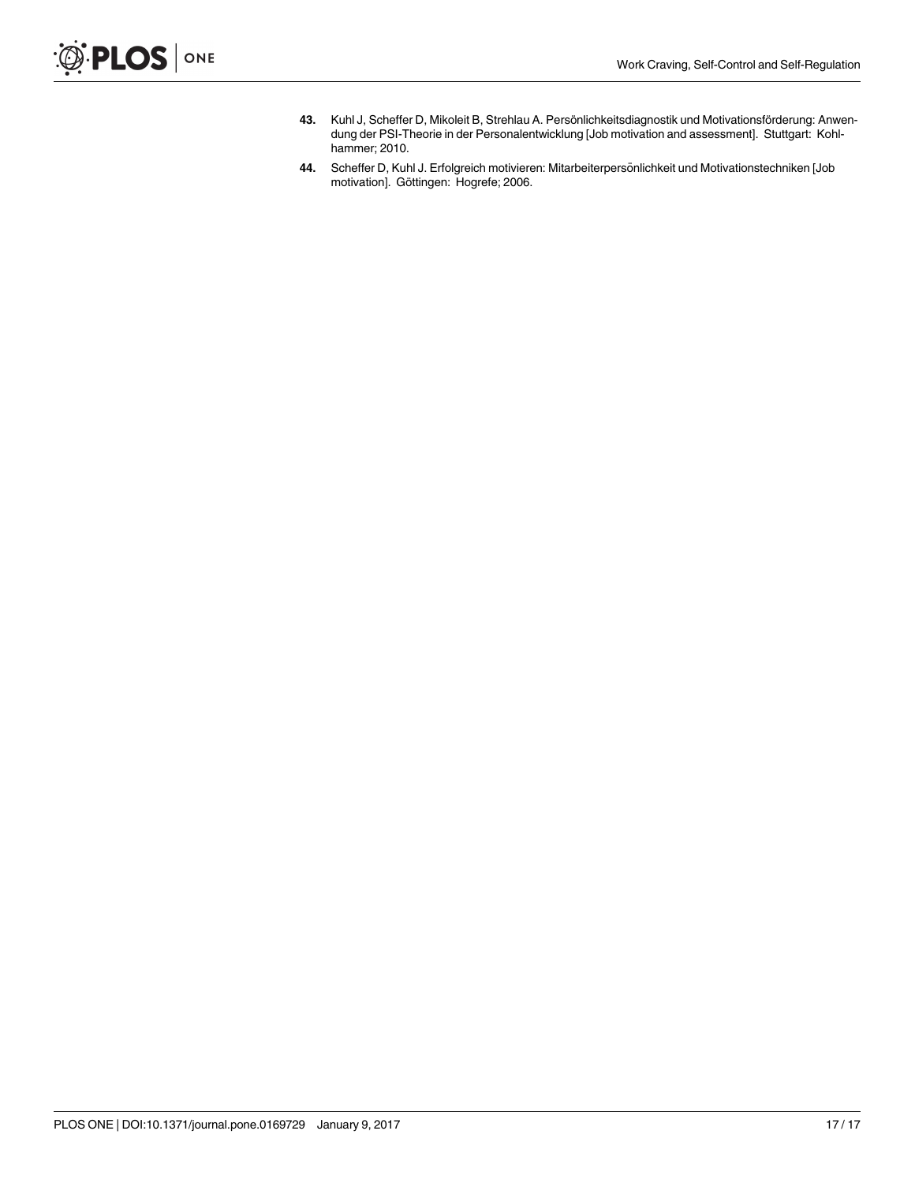43. Kuhl J, Scheffer D, Mikoleit B, Strehlau A. Persönlichkeitsdiagnostik und Motivationsförderung: Anwendung der PSI-Theorie in der Personalentwicklung [Job motivation and assessment]. Stuttgart: Kohlhammer; 2010.

44. Scheffer D, Kuhl J. Erfolgreich motivieren: Mitarbeiterpersönlichkeit und Motivationstechniken [Job motivation]. Göttingen: Hogrefe; 2006.